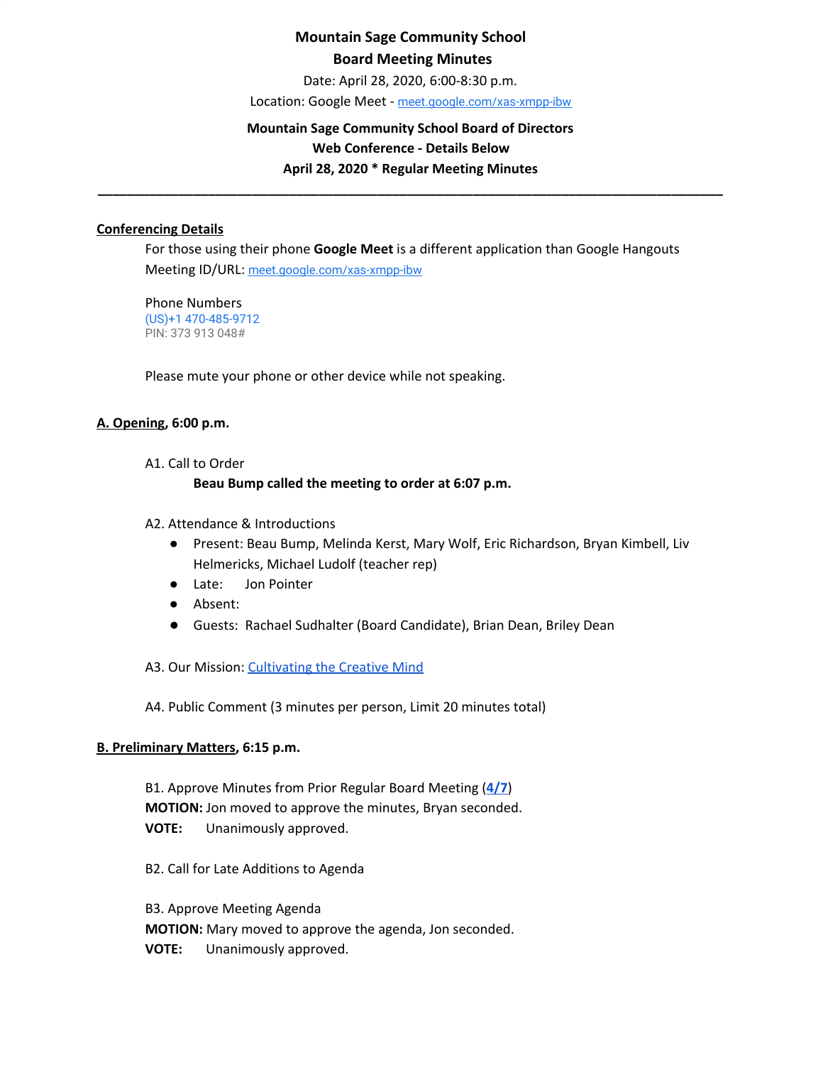**Mountain Sage Community School**

**Board Meeting Minutes**

Date: April 28, 2020, 6:00-8:30 p.m.

Location: Google Meet - [meet.google.com/xas-xmpp-ibw](meet.google.com/xas-xmpp-ibw)

**Mountain Sage Community School Board of Directors**

**Web Conference - Details Below**

**April 28, 2020 * Regular Meeting Minutes**

---

**Conferencing Details**

For those using their phone **Google Meet** is a different application than Google Hangouts

Meeting ID/URL: [meet.google.com/xas-xmpp-ibw](meet.google.com/xas-xmpp-ibw)

Phone Numbers

(US)+1 470-485-9712

PIN: 373 913 048#

Please mute your phone or other device while not speaking.

**A. Opening, 6:00 p.m.**

A1. Call to Order

**Beau Bump called the meeting to order at 6:07 p.m.**

A2. Attendance & Introductions

- Present: Beau Bump, Melinda Kerst, Mary Wolf, Eric Richardson, Bryan Kimbell, Liv Helmericks, Michael Ludolf (teacher rep)
- Late: Jon Pointer
- Absent:
- Guests: Rachael Sudhalter (Board Candidate), Brian Dean, Briley Dean

A3. Our Mission: Cultivating the Creative Mind

A4. Public Comment (3 minutes per person, Limit 20 minutes total)

**B. Preliminary Matters, 6:15 p.m.**

B1. Approve Minutes from Prior Regular Board Meeting (**4/7**)

**MOTION:** Jon moved to approve the minutes, Bryan seconded.

**VOTE:** Unanimously approved.

B2. Call for Late Additions to Agenda

B3. Approve Meeting Agenda

**MOTION:** Mary moved to approve the agenda, Jon seconded.

**VOTE:** Unanimously approved.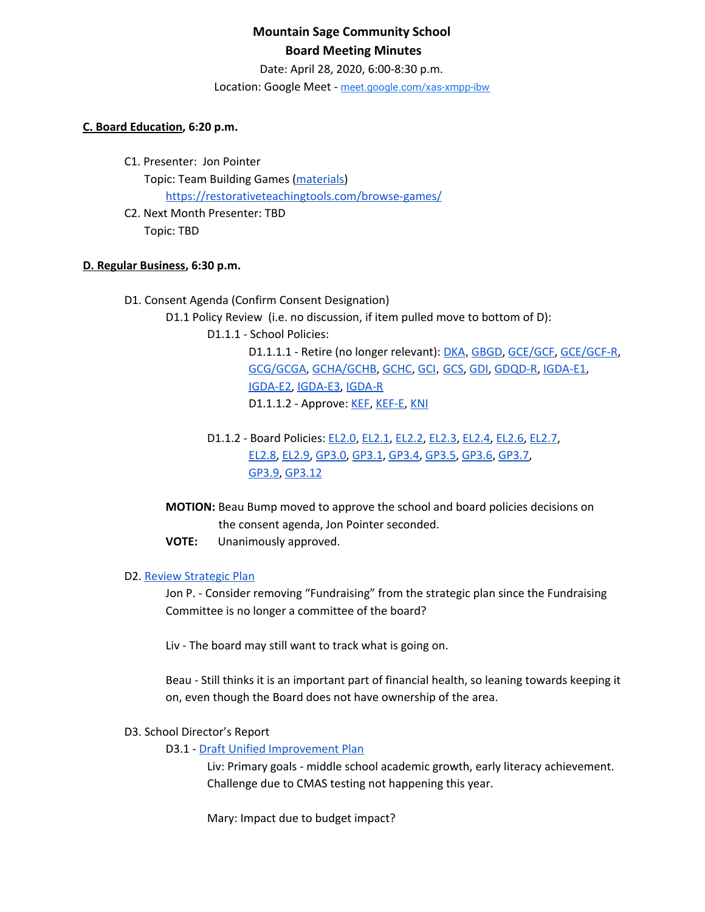**Mountain Sage Community School**
**Board Meeting Minutes**
Date: April 28, 2020, 6:00-8:30 p.m.
Location: Google Meet - meet.google.com/xas-xmpp-ibw

**C. Board Education, 6:20 p.m.**

C1. Presenter: Jon Pointer
Topic: Team Building Games (materials)
https://restorativeteachingtools.com/browse-games/

C2. Next Month Presenter: TBD
Topic: TBD

**D. Regular Business, 6:30 p.m.**

D1. Consent Agenda (Confirm Consent Designation)

D1.1 Policy Review (i.e. no discussion, if item pulled move to bottom of D):

D1.1.1 - School Policies:

D1.1.1.1 - Retire (no longer relevant): DKA, GBGD, GCE/GCF, GCE/GCF-R, GCG/GCGA, GCHA/GCHB, GCHC, GCI, GCS, GDI, GDQD-R, IGDA-E1, IGDA-E2, IGDA-E3, IGDA-R

D1.1.1.2 - Approve: KEF, KEF-E, KNI

D1.1.2 - Board Policies: EL2.0, EL2.1, EL2.2, EL2.3, EL2.4, EL2.6, EL2.7, EL2.8, EL2.9, GP3.0, GP3.1, GP3.4, GP3.5, GP3.6, GP3.7, GP3.9, GP3.12

**MOTION:** Beau Bump moved to approve the school and board policies decisions on the consent agenda, Jon Pointer seconded.

**VOTE:** Unanimously approved.

D2. Review Strategic Plan

Jon P. - Consider removing "Fundraising" from the strategic plan since the Fundraising Committee is no longer a committee of the board?

Liv - The board may still want to track what is going on.

Beau - Still thinks it is an important part of financial health, so leaning towards keeping it on, even though the Board does not have ownership of the area.

D3. School Director's Report

D3.1 - Draft Unified Improvement Plan

Liv: Primary goals - middle school academic growth, early literacy achievement. Challenge due to CMAS testing not happening this year.

Mary: Impact due to budget impact?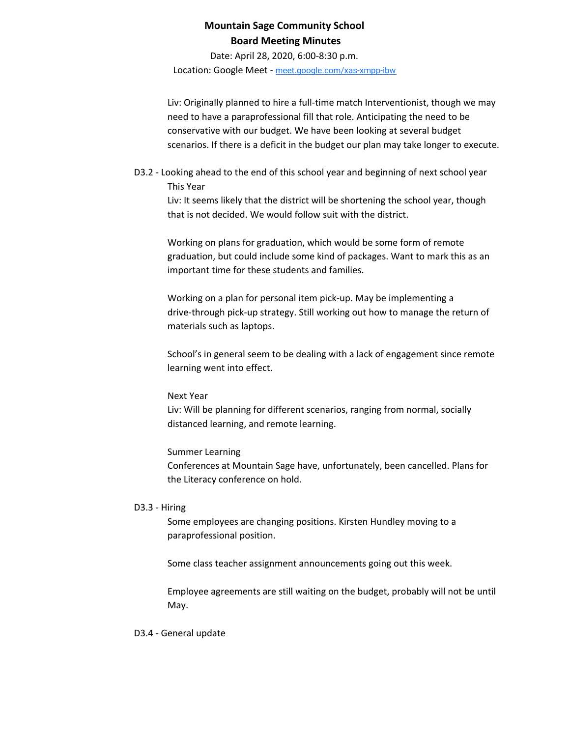Liv: Originally planned to hire a full-time match Interventionist, though we may need to have a paraprofessional fill that role. Anticipating the need to be conservative with our budget. We have been looking at several budget scenarios. If there is a deficit in the budget our plan may take longer to execute.

D3.2 - Looking ahead to the end of this school year and beginning of next school year

This Year

Liv: It seems likely that the district will be shortening the school year, though that is not decided. We would follow suit with the district.

Working on plans for graduation, which would be some form of remote graduation, but could include some kind of packages. Want to mark this as an important time for these students and families.

Working on a plan for personal item pick-up. May be implementing a drive-through pick-up strategy. Still working out how to manage the return of materials such as laptops.

School's in general seem to be dealing with a lack of engagement since remote learning went into effect.

Next Year

Liv: Will be planning for different scenarios, ranging from normal, socially distanced learning, and remote learning.

Summer Learning

Conferences at Mountain Sage have, unfortunately, been cancelled. Plans for the Literacy conference on hold.

D3.3 - Hiring

Some employees are changing positions. Kirsten Hundley moving to a paraprofessional position.

Some class teacher assignment announcements going out this week.

Employee agreements are still waiting on the budget, probably will not be until May.

D3.4 - General update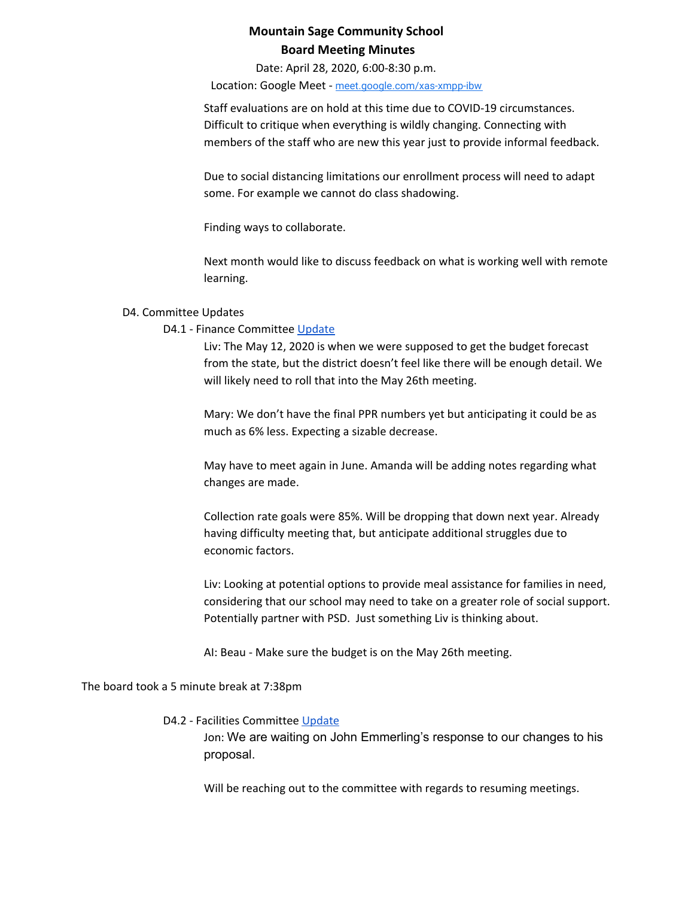**Mountain Sage Community School**
**Board Meeting Minutes**

Date: April 28, 2020, 6:00-8:30 p.m.
Location: Google Meet - meet.google.com/xas-xmpp-ibw

Staff evaluations are on hold at this time due to COVID-19 circumstances. Difficult to critique when everything is wildly changing. Connecting with members of the staff who are new this year just to provide informal feedback.

Due to social distancing limitations our enrollment process will need to adapt some. For example we cannot do class shadowing.

Finding ways to collaborate.

Next month would like to discuss feedback on what is working well with remote learning.

D4. Committee Updates

D4.1 - Finance Committee Update

Liv: The May 12, 2020 is when we were supposed to get the budget forecast from the state, but the district doesn't feel like there will be enough detail. We will likely need to roll that into the May 26th meeting.

Mary: We don't have the final PPR numbers yet but anticipating it could be as much as 6% less. Expecting a sizable decrease.

May have to meet again in June. Amanda will be adding notes regarding what changes are made.

Collection rate goals were 85%. Will be dropping that down next year. Already having difficulty meeting that, but anticipate additional struggles due to economic factors.

Liv: Looking at potential options to provide meal assistance for families in need, considering that our school may need to take on a greater role of social support. Potentially partner with PSD. Just something Liv is thinking about.

AI: Beau - Make sure the budget is on the May 26th meeting.

The board took a 5 minute break at 7:38pm

D4.2 - Facilities Committee Update

Jon: We are waiting on John Emmerling's response to our changes to his proposal.

Will be reaching out to the committee with regards to resuming meetings.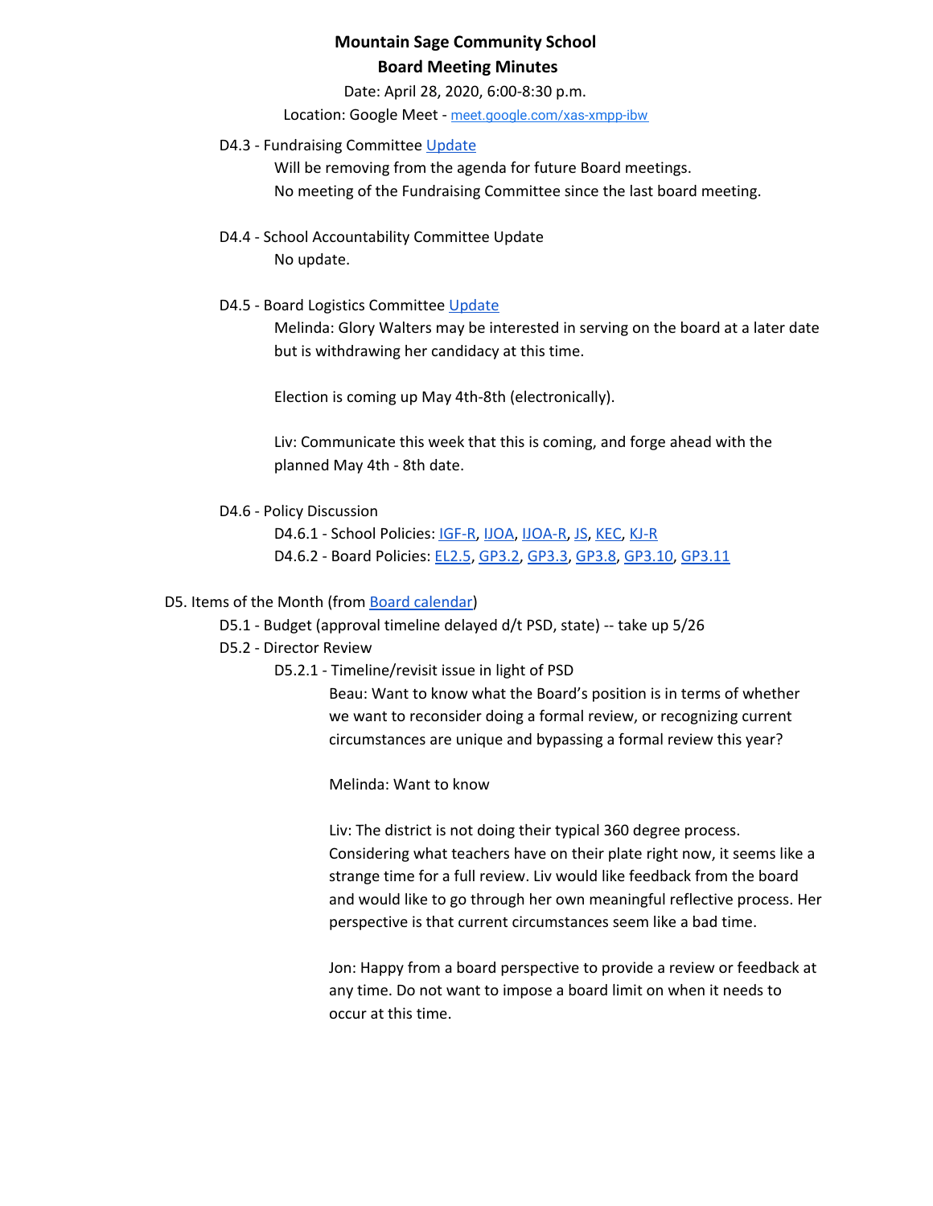**Mountain Sage Community School**
**Board Meeting Minutes**

Date: April 28, 2020, 6:00-8:30 p.m.
Location: Google Meet - meet.google.com/xas-xmpp-ibw

- D4.3 - Fundraising Committee Update
  - Will be removing from the agenda for future Board meetings.
  - No meeting of the Fundraising Committee since the last board meeting.

- D4.4 - School Accountability Committee Update
  - No update.

- D4.5 - Board Logistics Committee Update
  - Melinda: Glory Walters may be interested in serving on the board at a later date but is withdrawing her candidacy at this time.

    Election is coming up May 4th-8th (electronically).

    Liv: Communicate this week that this is coming, and forge ahead with the planned May 4th - 8th date.

- D4.6 - Policy Discussion
  - D4.6.1 - School Policies: IGF-R, IJOA, IJOA-R, JS, KEC, KJ-R
  - D4.6.2 - Board Policies: EL2.5, GP3.2, GP3.3, GP3.8, GP3.10, GP3.11

D5. Items of the Month (from Board calendar)

- D5.1 - Budget (approval timeline delayed d/t PSD, state) -- take up 5/26
- D5.2 - Director Review
  - D5.2.1 - Timeline/revisit issue in light of PSD

    Beau: Want to know what the Board's position is in terms of whether we want to reconsider doing a formal review, or recognizing current circumstances are unique and bypassing a formal review this year?

    Melinda: Want to know

    Liv: The district is not doing their typical 360 degree process. Considering what teachers have on their plate right now, it seems like a strange time for a full review. Liv would like feedback from the board and would like to go through her own meaningful reflective process. Her perspective is that current circumstances seem like a bad time.

    Jon: Happy from a board perspective to provide a review or feedback at any time. Do not want to impose a board limit on when it needs to occur at this time.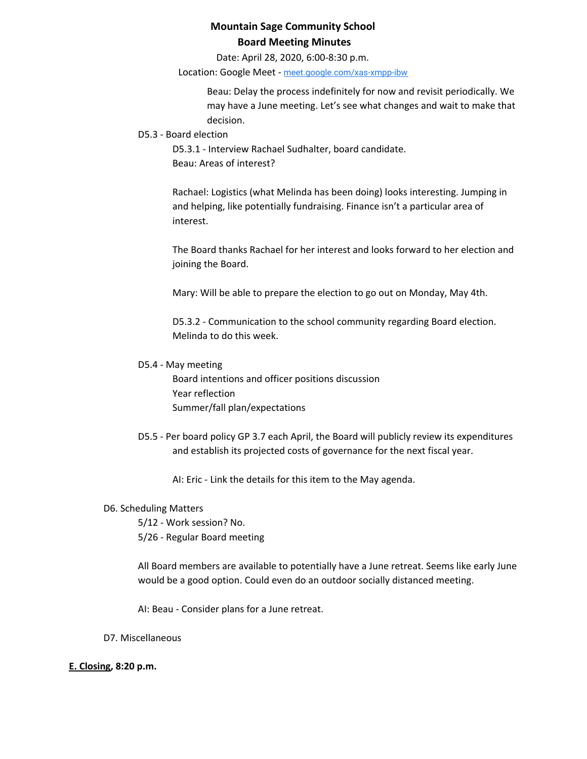**Mountain Sage Community School**
**Board Meeting Minutes**

Date: April 28, 2020, 6:00-8:30 p.m.

Location: Google Meet - [meet.google.com/xas-xmpp-ibw](meet.google.com/xas-xmpp-ibw)

Beau: Delay the process indefinitely for now and revisit periodically. We may have a June meeting. Let's see what changes and wait to make that decision.

D5.3 - Board election

D5.3.1 - Interview Rachael Sudhalter, board candidate.
Beau: Areas of interest?

Rachael: Logistics (what Melinda has been doing) looks interesting. Jumping in and helping, like potentially fundraising. Finance isn't a particular area of interest.

The Board thanks Rachael for her interest and looks forward to her election and joining the Board.

Mary: Will be able to prepare the election to go out on Monday, May 4th.

D5.3.2 - Communication to the school community regarding Board election. Melinda to do this week.

D5.4 - May meeting

Board intentions and officer positions discussion
Year reflection
Summer/fall plan/expectations

D5.5 - Per board policy GP 3.7 each April, the Board will publicly review its expenditures and establish its projected costs of governance for the next fiscal year.

AI: Eric - Link the details for this item to the May agenda.

D6. Scheduling Matters

5/12 - Work session? No.
5/26 - Regular Board meeting

All Board members are available to potentially have a June retreat. Seems like early June would be a good option. Could even do an outdoor socially distanced meeting.

AI: Beau - Consider plans for a June retreat.

D7. Miscellaneous

**E. Closing, 8:20 p.m.**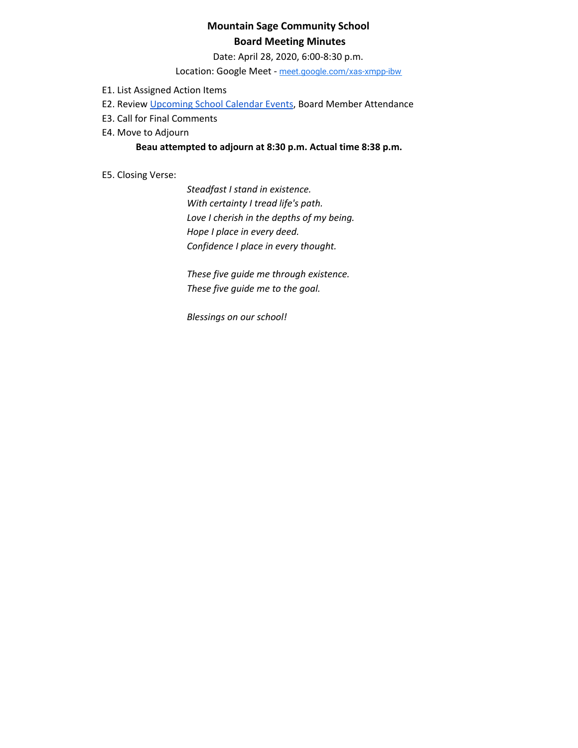**Mountain Sage Community School**
**Board Meeting Minutes**

Date: April 28, 2020, 6:00-8:30 p.m.

Location: Google Meet - meet.google.com/xas-xmpp-ibw

E1. List Assigned Action Items

E2. Review Upcoming School Calendar Events, Board Member Attendance

E3. Call for Final Comments

E4. Move to Adjourn

**Beau attempted to adjourn at 8:30 p.m. Actual time 8:38 p.m.**

E5. Closing Verse:

*Steadfast I stand in existence.*
*With certainty I tread life's path.*
*Love I cherish in the depths of my being.*
*Hope I place in every deed.*
*Confidence I place in every thought.*

*These five guide me through existence.*
*These five guide me to the goal.*

*Blessings on our school!*